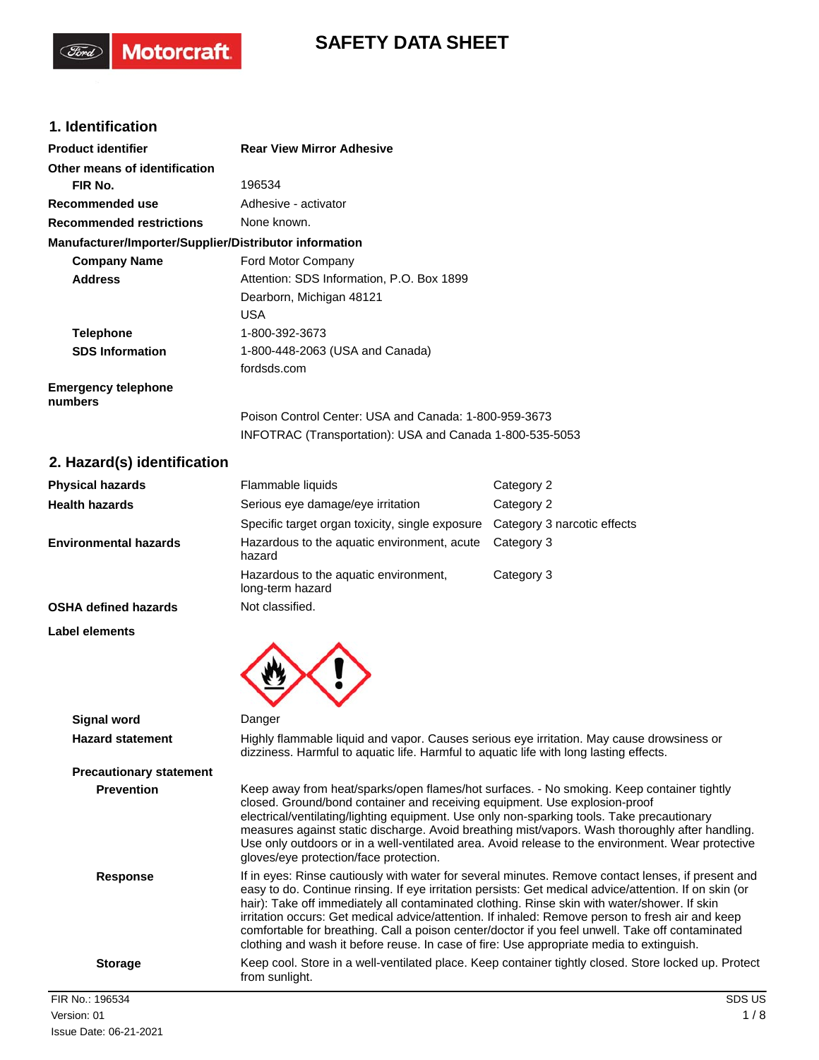# SAFETY DATA SHEET

## 1. Identification

| | |
|---|---|
| **Product identifier** | **Rear View Mirror Adhesive** |
| **Other means of identification** | |
| **FIR No.** | 196534 |
| **Recommended use** | Adhesive - activator |
| **Recommended restrictions** | None known. |

**Manufacturer/Importer/Supplier/Distributor information**

| | |
|---|---|
| **Company Name** | Ford Motor Company |
| **Address** | Attention: SDS Information, P.O. Box 1899<br>Dearborn, Michigan 48121<br>USA |
| **Telephone** | 1-800-392-3673 |
| **SDS Information** | 1-800-448-2063 (USA and Canada)<br>fordsds.com |
| **Emergency telephone numbers** | Poison Control Center: USA and Canada: 1-800-959-3673<br>INFOTRAC (Transportation): USA and Canada 1-800-535-5053 |

## 2. Hazard(s) identification

| | | |
|---|---|---|
| **Physical hazards** | Flammable liquids | Category 2 |
| **Health hazards** | Serious eye damage/eye irritation | Category 2 |
| | Specific target organ toxicity, single exposure | Category 3 narcotic effects |
| **Environmental hazards** | Hazardous to the aquatic environment, acute hazard | Category 3 |
| | Hazardous to the aquatic environment, long-term hazard | Category 3 |
| **OSHA defined hazards** | Not classified. | |

**Label elements**

| | |
|---|---|
| **Signal word** | Danger |
| **Hazard statement** | Highly flammable liquid and vapor. Causes serious eye irritation. May cause drowsiness or dizziness. Harmful to aquatic life. Harmful to aquatic life with long lasting effects. |

**Precautionary statement**

| | |
|---|---|
| **Prevention** | Keep away from heat/sparks/open flames/hot surfaces. - No smoking. Keep container tightly closed. Ground/bond container and receiving equipment. Use explosion-proof electrical/ventilating/lighting equipment. Use only non-sparking tools. Take precautionary measures against static discharge. Avoid breathing mist/vapors. Wash thoroughly after handling. Use only outdoors or in a well-ventilated area. Avoid release to the environment. Wear protective gloves/eye protection/face protection. |
| **Response** | If in eyes: Rinse cautiously with water for several minutes. Remove contact lenses, if present and easy to do. Continue rinsing. If eye irritation persists: Get medical advice/attention. If on skin (or hair): Take off immediately all contaminated clothing. Rinse skin with water/shower. If skin irritation occurs: Get medical advice/attention. If inhaled: Remove person to fresh air and keep comfortable for breathing. Call a poison center/doctor if you feel unwell. Take off contaminated clothing and wash it before reuse. In case of fire: Use appropriate media to extinguish. |
| **Storage** | Keep cool. Store in a well-ventilated place. Keep container tightly closed. Store locked up. Protect from sunlight. |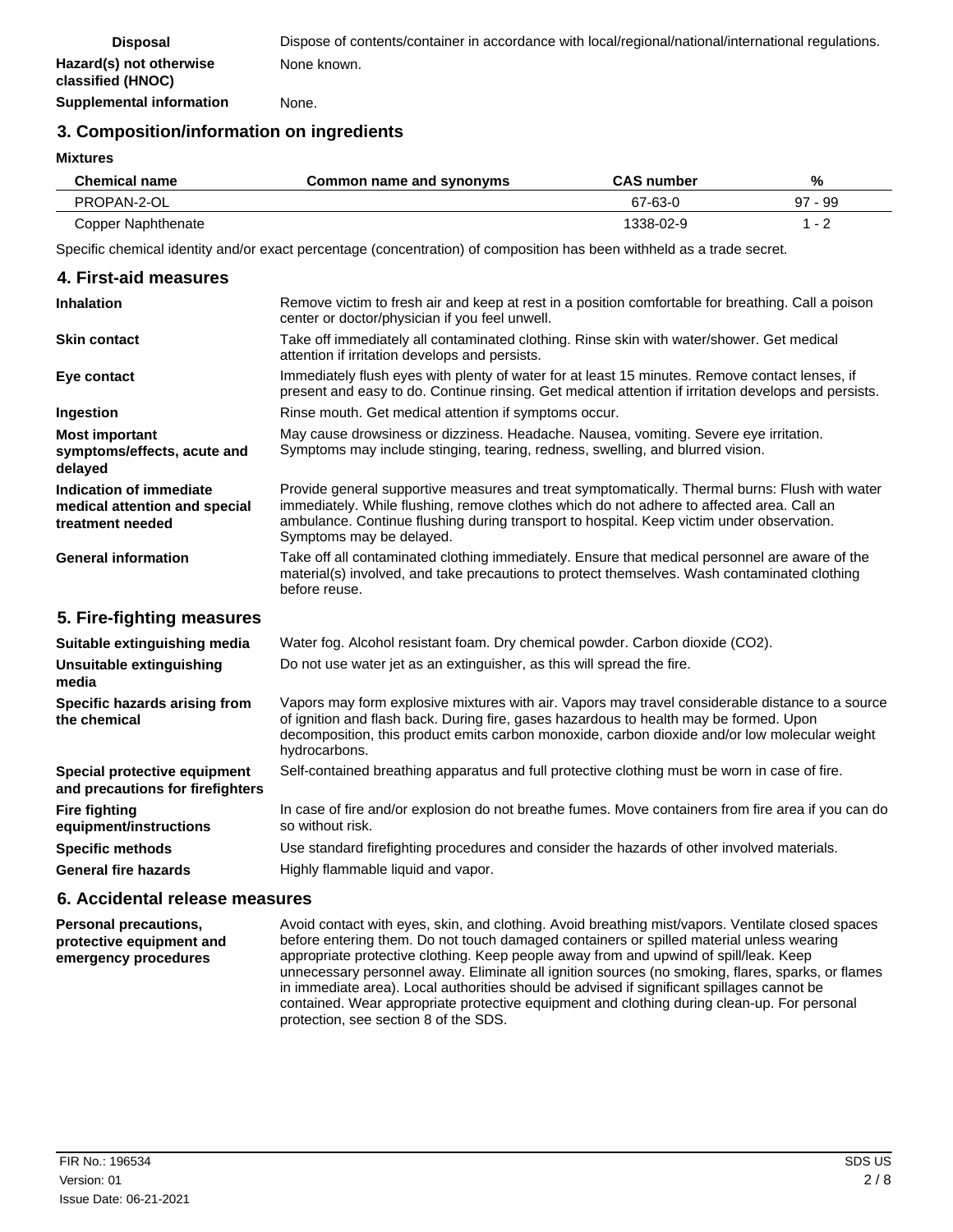| | |
|---|---|
| **Disposal** | Dispose of contents/container in accordance with local/regional/national/international regulations. |
| **Hazard(s) not otherwise classified (HNOC)** | None known. |
| **Supplemental information** | None. |

## 3. Composition/information on ingredients

**Mixtures**

| Chemical name | Common name and synonyms | CAS number | % |
|---|---|---|---|
| PROPAN-2-OL | | 67-63-0 | 97 - 99 |
| Copper Naphthenate | | 1338-02-9 | 1 - 2 |

Specific chemical identity and/or exact percentage (concentration) of composition has been withheld as a trade secret.

## 4. First-aid measures

| | |
|---|---|
| **Inhalation** | Remove victim to fresh air and keep at rest in a position comfortable for breathing. Call a poison center or doctor/physician if you feel unwell. |
| **Skin contact** | Take off immediately all contaminated clothing. Rinse skin with water/shower. Get medical attention if irritation develops and persists. |
| **Eye contact** | Immediately flush eyes with plenty of water for at least 15 minutes. Remove contact lenses, if present and easy to do. Continue rinsing. Get medical attention if irritation develops and persists. |
| **Ingestion** | Rinse mouth. Get medical attention if symptoms occur. |
| **Most important symptoms/effects, acute and delayed** | May cause drowsiness or dizziness. Headache. Nausea, vomiting. Severe eye irritation. Symptoms may include stinging, tearing, redness, swelling, and blurred vision. |
| **Indication of immediate medical attention and special treatment needed** | Provide general supportive measures and treat symptomatically. Thermal burns: Flush with water immediately. While flushing, remove clothes which do not adhere to affected area. Call an ambulance. Continue flushing during transport to hospital. Keep victim under observation. Symptoms may be delayed. |
| **General information** | Take off all contaminated clothing immediately. Ensure that medical personnel are aware of the material(s) involved, and take precautions to protect themselves. Wash contaminated clothing before reuse. |

## 5. Fire-fighting measures

| | |
|---|---|
| **Suitable extinguishing media** | Water fog. Alcohol resistant foam. Dry chemical powder. Carbon dioxide ($CO_2$). |
| **Unsuitable extinguishing media** | Do not use water jet as an extinguisher, as this will spread the fire. |
| **Specific hazards arising from the chemical** | Vapors may form explosive mixtures with air. Vapors may travel considerable distance to a source of ignition and flash back. During fire, gases hazardous to health may be formed. Upon decomposition, this product emits carbon monoxide, carbon dioxide and/or low molecular weight hydrocarbons. |
| **Special protective equipment and precautions for firefighters** | Self-contained breathing apparatus and full protective clothing must be worn in case of fire. |
| **Fire fighting equipment/instructions** | In case of fire and/or explosion do not breathe fumes. Move containers from fire area if you can do so without risk. |
| **Specific methods** | Use standard firefighting procedures and consider the hazards of other involved materials. |
| **General fire hazards** | Highly flammable liquid and vapor. |

## 6. Accidental release measures

| | |
|---|---|
| **Personal precautions, protective equipment and emergency procedures** | Avoid contact with eyes, skin, and clothing. Avoid breathing mist/vapors. Ventilate closed spaces before entering them. Do not touch damaged containers or spilled material unless wearing appropriate protective clothing. Keep people away from and upwind of spill/leak. Keep unnecessary personnel away. Eliminate all ignition sources (no smoking, flares, sparks, or flames in immediate area). Local authorities should be advised if significant spillages cannot be contained. Wear appropriate protective equipment and clothing during clean-up. For personal protection, see section 8 of the SDS. |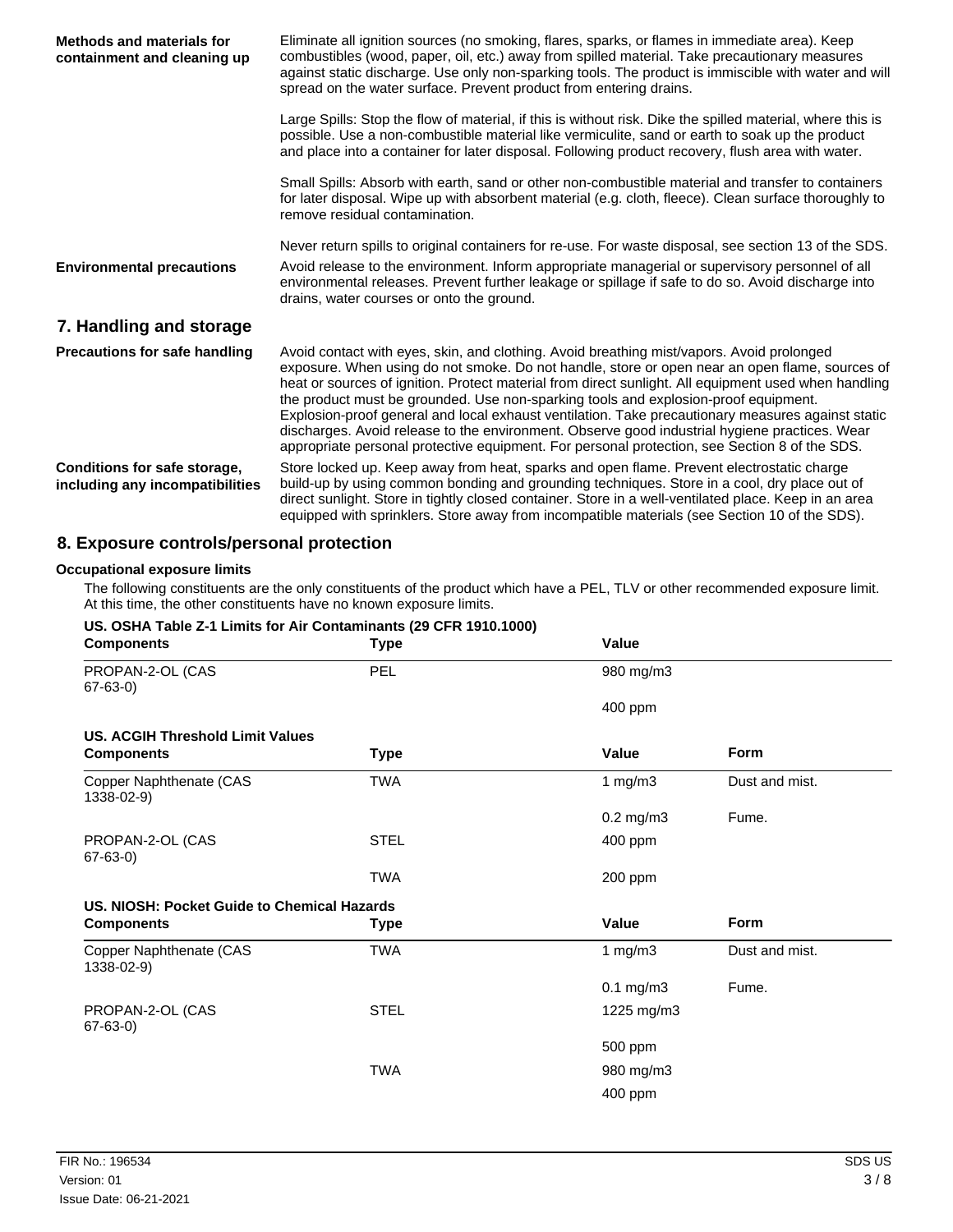**Methods and materials for containment and cleaning up**

Eliminate all ignition sources (no smoking, flares, sparks, or flames in immediate area). Keep combustibles (wood, paper, oil, etc.) away from spilled material. Take precautionary measures against static discharge. Use only non-sparking tools. The product is immiscible with water and will spread on the water surface. Prevent product from entering drains.

Large Spills: Stop the flow of material, if this is without risk. Dike the spilled material, where this is possible. Use a non-combustible material like vermiculite, sand or earth to soak up the product and place into a container for later disposal. Following product recovery, flush area with water.

Small Spills: Absorb with earth, sand or other non-combustible material and transfer to containers for later disposal. Wipe up with absorbent material (e.g. cloth, fleece). Clean surface thoroughly to remove residual contamination.

Never return spills to original containers for re-use. For waste disposal, see section 13 of the SDS.

**Environmental precautions**

Avoid release to the environment. Inform appropriate managerial or supervisory personnel of all environmental releases. Prevent further leakage or spillage if safe to do so. Avoid discharge into drains, water courses or onto the ground.

## 7. Handling and storage

**Precautions for safe handling**

Avoid contact with eyes, skin, and clothing. Avoid breathing mist/vapors. Avoid prolonged exposure. When using do not smoke. Do not handle, store or open near an open flame, sources of heat or sources of ignition. Protect material from direct sunlight. All equipment used when handling the product must be grounded. Use non-sparking tools and explosion-proof equipment. Explosion-proof general and local exhaust ventilation. Take precautionary measures against static discharges. Avoid release to the environment. Observe good industrial hygiene practices. Wear appropriate personal protective equipment. For personal protection, see Section 8 of the SDS.

**Conditions for safe storage, including any incompatibilities**

Store locked up. Keep away from heat, sparks and open flame. Prevent electrostatic charge build-up by using common bonding and grounding techniques. Store in a cool, dry place out of direct sunlight. Store in tightly closed container. Store in a well-ventilated place. Keep in an area equipped with sprinklers. Store away from incompatible materials (see Section 10 of the SDS).

## 8. Exposure controls/personal protection

**Occupational exposure limits**

The following constituents are the only constituents of the product which have a PEL, TLV or other recommended exposure limit. At this time, the other constituents have no known exposure limits.

**US. OSHA Table Z-1 Limits for Air Contaminants (29 CFR 1910.1000)**

| Components | Type | Value |
|---|---|---|
| PROPAN-2-OL (CAS 67-63-0) | PEL | 980 mg/m3 |
| | | 400 ppm |

**US. ACGIH Threshold Limit Values**

| Components | Type | Value | Form |
|---|---|---|---|
| Copper Naphthenate (CAS 1338-02-9) | TWA | 1 mg/m3 | Dust and mist. |
| | | 0.2 mg/m3 | Fume. |
| PROPAN-2-OL (CAS 67-63-0) | STEL | 400 ppm | |
| | TWA | 200 ppm | |

**US. NIOSH: Pocket Guide to Chemical Hazards**

| Components | Type | Value | Form |
|---|---|---|---|
| Copper Naphthenate (CAS 1338-02-9) | TWA | 1 mg/m3 | Dust and mist. |
| | | 0.1 mg/m3 | Fume. |
| PROPAN-2-OL (CAS 67-63-0) | STEL | 1225 mg/m3 | |
| | | 500 ppm | |
| | TWA | 980 mg/m3 | |
| | | 400 ppm | |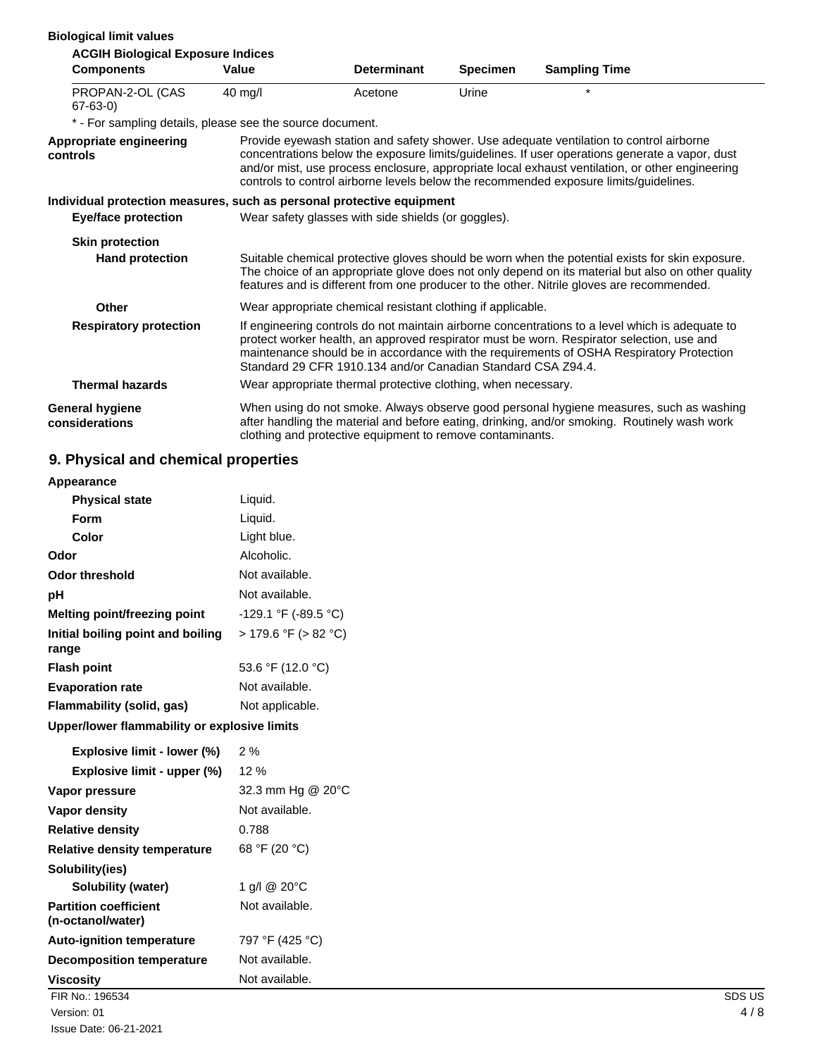**Biological limit values**

**ACGIH Biological Exposure Indices**

| Components | Value | Determinant | Specimen | Sampling Time |
|---|---|---|---|---|
| PROPAN-2-OL (CAS 67-63-0) | 40 mg/l | Acetone | Urine | * |

* - For sampling details, please see the source document.

**Appropriate engineering controls**

Provide eyewash station and safety shower. Use adequate ventilation to control airborne concentrations below the exposure limits/guidelines. If user operations generate a vapor, dust and/or mist, use process enclosure, appropriate local exhaust ventilation, or other engineering controls to control airborne levels below the recommended exposure limits/guidelines.

**Individual protection measures, such as personal protective equipment**

**Eye/face protection**

Wear safety glasses with side shields (or goggles).

**Skin protection**

**Hand protection**

Suitable chemical protective gloves should be worn when the potential exists for skin exposure. The choice of an appropriate glove does not only depend on its material but also on other quality features and is different from one producer to the other. Nitrile gloves are recommended.

**Other**

Wear appropriate chemical resistant clothing if applicable.

**Respiratory protection**

If engineering controls do not maintain airborne concentrations to a level which is adequate to protect worker health, an approved respirator must be worn. Respirator selection, use and maintenance should be in accordance with the requirements of OSHA Respiratory Protection Standard 29 CFR 1910.134 and/or Canadian Standard CSA Z94.4.

**Thermal hazards**

Wear appropriate thermal protective clothing, when necessary.

**General hygiene considerations**

When using do not smoke. Always observe good personal hygiene measures, such as washing after handling the material and before eating, drinking, and/or smoking. Routinely wash work clothing and protective equipment to remove contaminants.

## 9. Physical and chemical properties

**Appearance**

| | |
|---|---|
| **Physical state** | Liquid. |
| **Form** | Liquid. |
| **Color** | Light blue. |
| **Odor** | Alcoholic. |
| **Odor threshold** | Not available. |
| **pH** | Not available. |
| **Melting point/freezing point** | -129.1 °F (-89.5 °C) |
| **Initial boiling point and boiling range** | > 179.6 °F (> 82 °C) |
| **Flash point** | 53.6 °F (12.0 °C) |
| **Evaporation rate** | Not available. |
| **Flammability (solid, gas)** | Not applicable. |

**Upper/lower flammability or explosive limits**

| | |
|---|---|
| **Explosive limit - lower (%)** | 2 % |
| **Explosive limit - upper (%)** | 12 % |
| **Vapor pressure** | 32.3 mm Hg @ 20°C |
| **Vapor density** | Not available. |
| **Relative density** | 0.788 |
| **Relative density temperature** | 68 °F (20 °C) |

**Solubility(ies)**

| | |
|---|---|
| **Solubility (water)** | 1 g/l @ 20°C |
| **Partition coefficient (n-octanol/water)** | Not available. |
| **Auto-ignition temperature** | 797 °F (425 °C) |
| **Decomposition temperature** | Not available. |
| **Viscosity** | Not available. |

FIR No.: 196534
Version: 01
Issue Date: 06-21-2021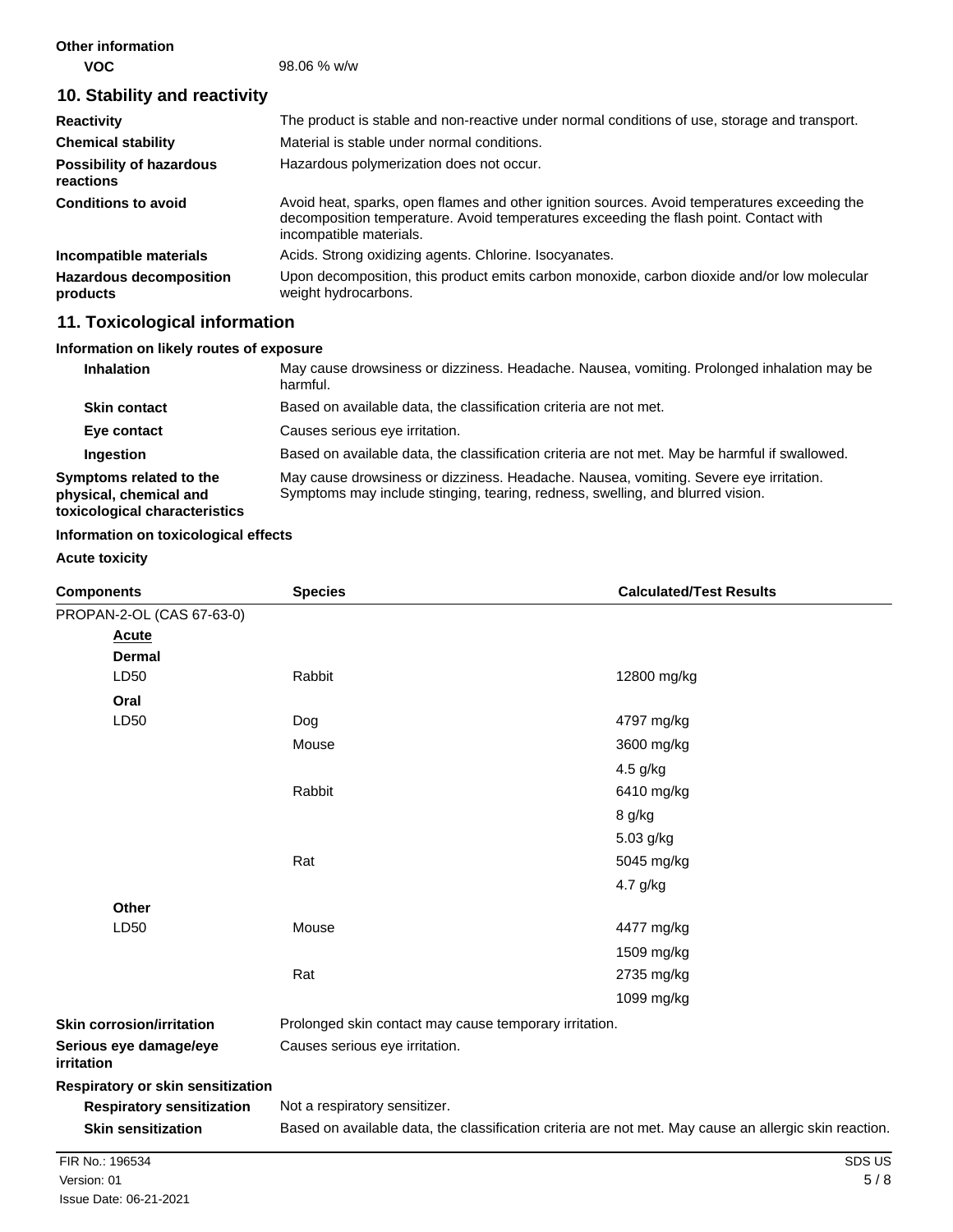**Other information**

**VOC** 98.06 % w/w

## 10. Stability and reactivity

| | |
|---|---|
| **Reactivity** | The product is stable and non-reactive under normal conditions of use, storage and transport. |
| **Chemical stability** | Material is stable under normal conditions. |
| **Possibility of hazardous reactions** | Hazardous polymerization does not occur. |
| **Conditions to avoid** | Avoid heat, sparks, open flames and other ignition sources. Avoid temperatures exceeding the decomposition temperature. Avoid temperatures exceeding the flash point. Contact with incompatible materials. |
| **Incompatible materials** | Acids. Strong oxidizing agents. Chlorine. Isocyanates. |
| **Hazardous decomposition products** | Upon decomposition, this product emits carbon monoxide, carbon dioxide and/or low molecular weight hydrocarbons. |

## 11. Toxicological information

**Information on likely routes of exposure**

| | |
|---|---|
| **Inhalation** | May cause drowsiness or dizziness. Headache. Nausea, vomiting. Prolonged inhalation may be harmful. |
| **Skin contact** | Based on available data, the classification criteria are not met. |
| **Eye contact** | Causes serious eye irritation. |
| **Ingestion** | Based on available data, the classification criteria are not met. May be harmful if swallowed. |
| **Symptoms related to the physical, chemical and toxicological characteristics** | May cause drowsiness or dizziness. Headache. Nausea, vomiting. Severe eye irritation. Symptoms may include stinging, tearing, redness, swelling, and blurred vision. |

**Information on toxicological effects**

**Acute toxicity**

| Components | Species | Calculated/Test Results |
|---|---|---|
| PROPAN-2-OL (CAS 67-63-0) | | |
| **Acute** | | |
| **Dermal** | | |
| LD50 | Rabbit | 12800 mg/kg |
| **Oral** | | |
| LD50 | Dog | 4797 mg/kg |
| | Mouse | 3600 mg/kg |
| | | 4.5 g/kg |
| | Rabbit | 6410 mg/kg |
| | | 8 g/kg |
| | | 5.03 g/kg |
| | Rat | 5045 mg/kg |
| | | 4.7 g/kg |
| **Other** | | |
| LD50 | Mouse | 4477 mg/kg |
| | | 1509 mg/kg |
| | Rat | 2735 mg/kg |
| | | 1099 mg/kg |

| | |
|---|---|
| **Skin corrosion/irritation** | Prolonged skin contact may cause temporary irritation. |
| **Serious eye damage/eye irritation** | Causes serious eye irritation. |

**Respiratory or skin sensitization**

| | |
|---|---|
| **Respiratory sensitization** | Not a respiratory sensitizer. |
| **Skin sensitization** | Based on available data, the classification criteria are not met. May cause an allergic skin reaction. |

FIR No.: 196534
Version: 01
Issue Date: 06-21-2021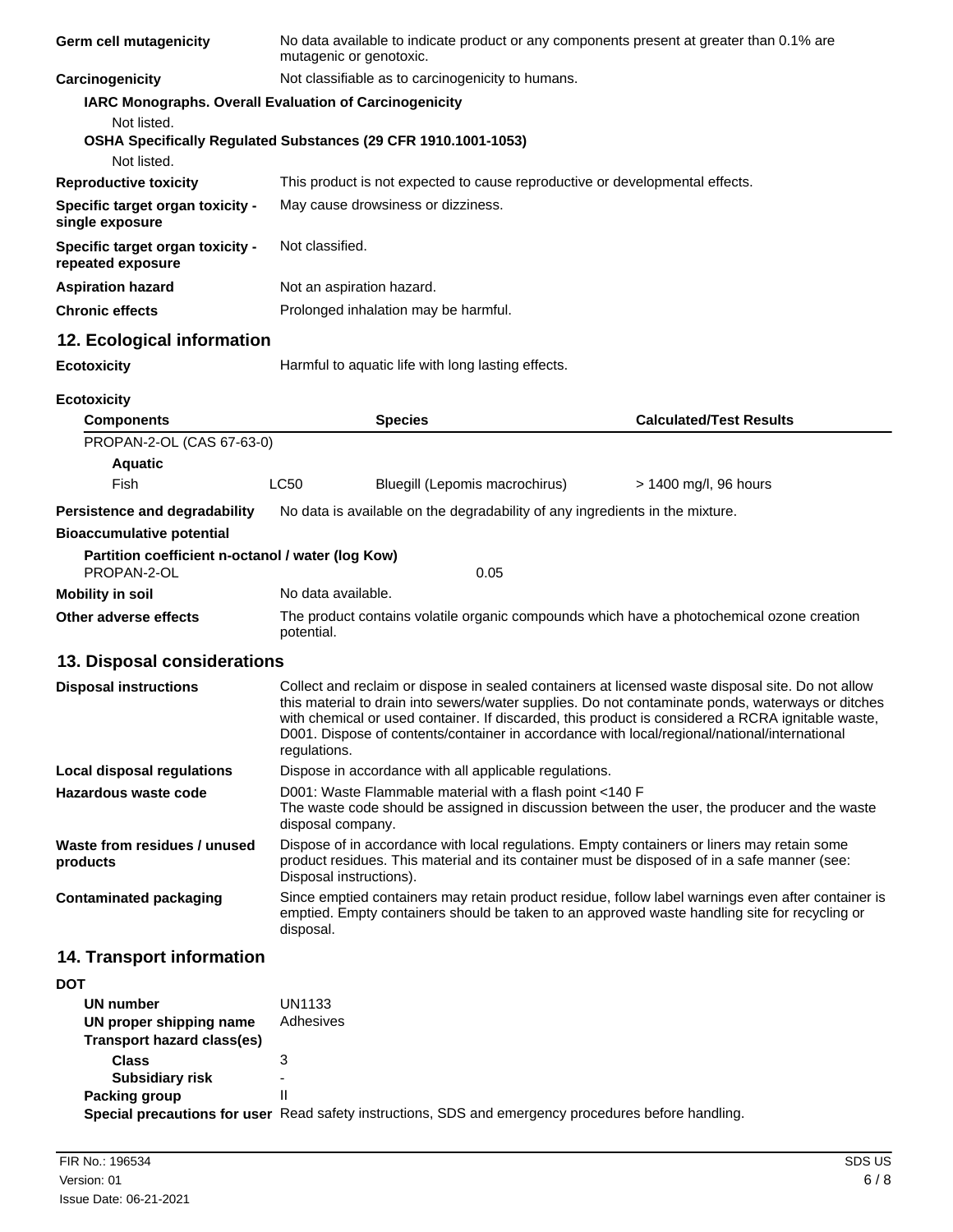**Germ cell mutagenicity** No data available to indicate product or any components present at greater than 0.1% are mutagenic or genotoxic.

**Carcinogenicity** Not classifiable as to carcinogenicity to humans.

**IARC Monographs. Overall Evaluation of Carcinogenicity**

Not listed.

**OSHA Specifically Regulated Substances (29 CFR 1910.1001-1053)**

Not listed.

**Reproductive toxicity** This product is not expected to cause reproductive or developmental effects.

**Specific target organ toxicity - single exposure** May cause drowsiness or dizziness.

**Specific target organ toxicity - repeated exposure** Not classified.

**Aspiration hazard** Not an aspiration hazard.

**Chronic effects** Prolonged inhalation may be harmful.

## 12. Ecological information

**Ecotoxicity** Harmful to aquatic life with long lasting effects.

**Ecotoxicity**

| Components | | Species | Calculated/Test Results |
|---|---|---|---|
| PROPAN-2-OL (CAS 67-63-0) | | | |
| **Aquatic** | | | |
| Fish | LC50 | Bluegill (Lepomis macrochirus) | > 1400 mg/l, 96 hours |

**Persistence and degradability** No data is available on the degradability of any ingredients in the mixture.

**Bioaccumulative potential**

**Partition coefficient n-octanol / water (log Kow)**

PROPAN-2-OL 0.05

**Mobility in soil** No data available.

**Other adverse effects** The product contains volatile organic compounds which have a photochemical ozone creation potential.

## 13. Disposal considerations

**Disposal instructions** Collect and reclaim or dispose in sealed containers at licensed waste disposal site. Do not allow this material to drain into sewers/water supplies. Do not contaminate ponds, waterways or ditches with chemical or used container. If discarded, this product is considered a RCRA ignitable waste, D001. Dispose of contents/container in accordance with local/regional/national/international regulations.

**Local disposal regulations** Dispose in accordance with all applicable regulations.

**Hazardous waste code** D001: Waste Flammable material with a flash point <140 F
The waste code should be assigned in discussion between the user, the producer and the waste disposal company.

**Waste from residues / unused products** Dispose of in accordance with local regulations. Empty containers or liners may retain some product residues. This material and its container must be disposed of in a safe manner (see: Disposal instructions).

**Contaminated packaging** Since emptied containers may retain product residue, follow label warnings even after container is emptied. Empty containers should be taken to an approved waste handling site for recycling or disposal.

## 14. Transport information

**DOT**

**UN number** UN1133

**UN proper shipping name** Adhesives

**Transport hazard class(es)**

**Class** 3

**Subsidiary risk** -

**Packing group** II

**Special precautions for user** Read safety instructions, SDS and emergency procedures before handling.

FIR No.: 196534
Version: 01
Issue Date: 06-21-2021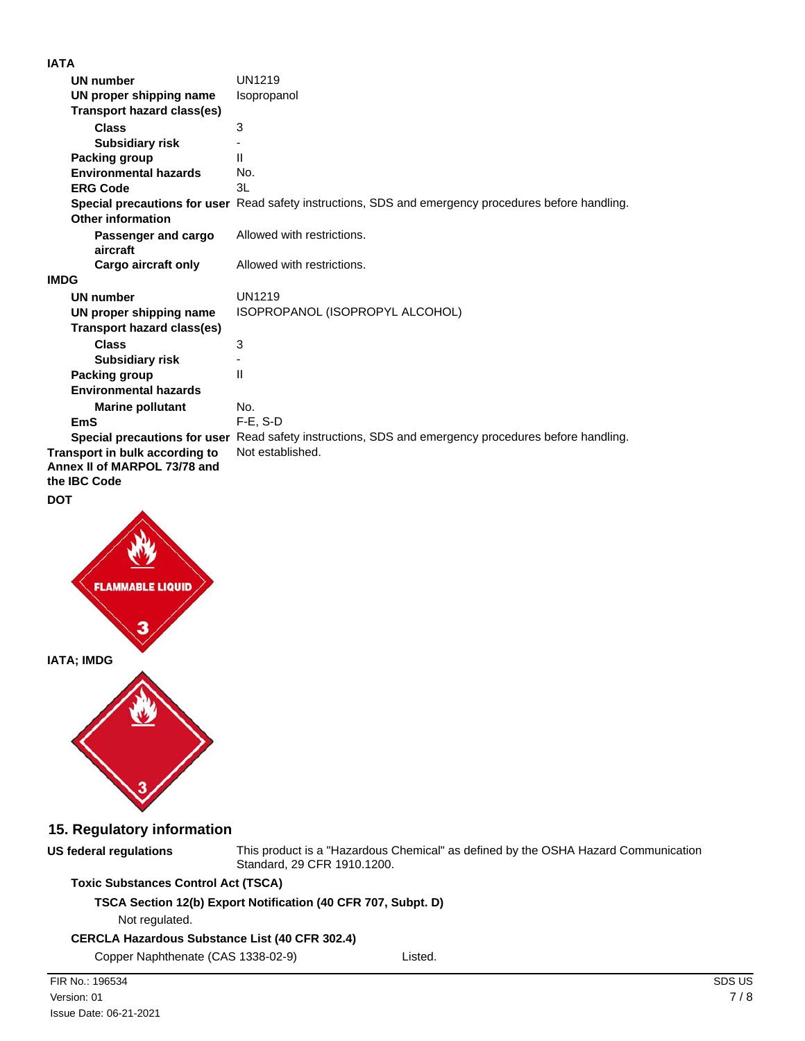**IATA**

| | |
|---|---|
| **UN number** | UN1219 |
| **UN proper shipping name** | Isopropanol |
| **Transport hazard class(es)** | |
| **Class** | 3 |
| **Subsidiary risk** | - |
| **Packing group** | II |
| **Environmental hazards** | No. |
| **ERG Code** | 3L |
| **Special precautions for user** | Read safety instructions, SDS and emergency procedures before handling. |
| **Other information** | |
| **Passenger and cargo aircraft** | Allowed with restrictions. |
| **Cargo aircraft only** | Allowed with restrictions. |

**IMDG**

| | |
|---|---|
| **UN number** | UN1219 |
| **UN proper shipping name** | ISOPROPANOL (ISOPROPYL ALCOHOL) |
| **Transport hazard class(es)** | |
| **Class** | 3 |
| **Subsidiary risk** | - |
| **Packing group** | II |
| **Environmental hazards** | |
| **Marine pollutant** | No. |
| **EmS** | F-E, S-D |
| **Special precautions for user** | Read safety instructions, SDS and emergency procedures before handling. |

| | |
|---|---|
| **Transport in bulk according to Annex II of MARPOL 73/78 and the IBC Code** | Not established. |

**DOT**

**IATA; IMDG**

## 15. Regulatory information

**US federal regulations** This product is a "Hazardous Chemical" as defined by the OSHA Hazard Communication Standard, 29 CFR 1910.1200.

**Toxic Substances Control Act (TSCA)**

**TSCA Section 12(b) Export Notification (40 CFR 707, Subpt. D)**

Not regulated.

**CERCLA Hazardous Substance List (40 CFR 302.4)**

| | |
|---|---|
| Copper Naphthenate (CAS 1338-02-9) | Listed. |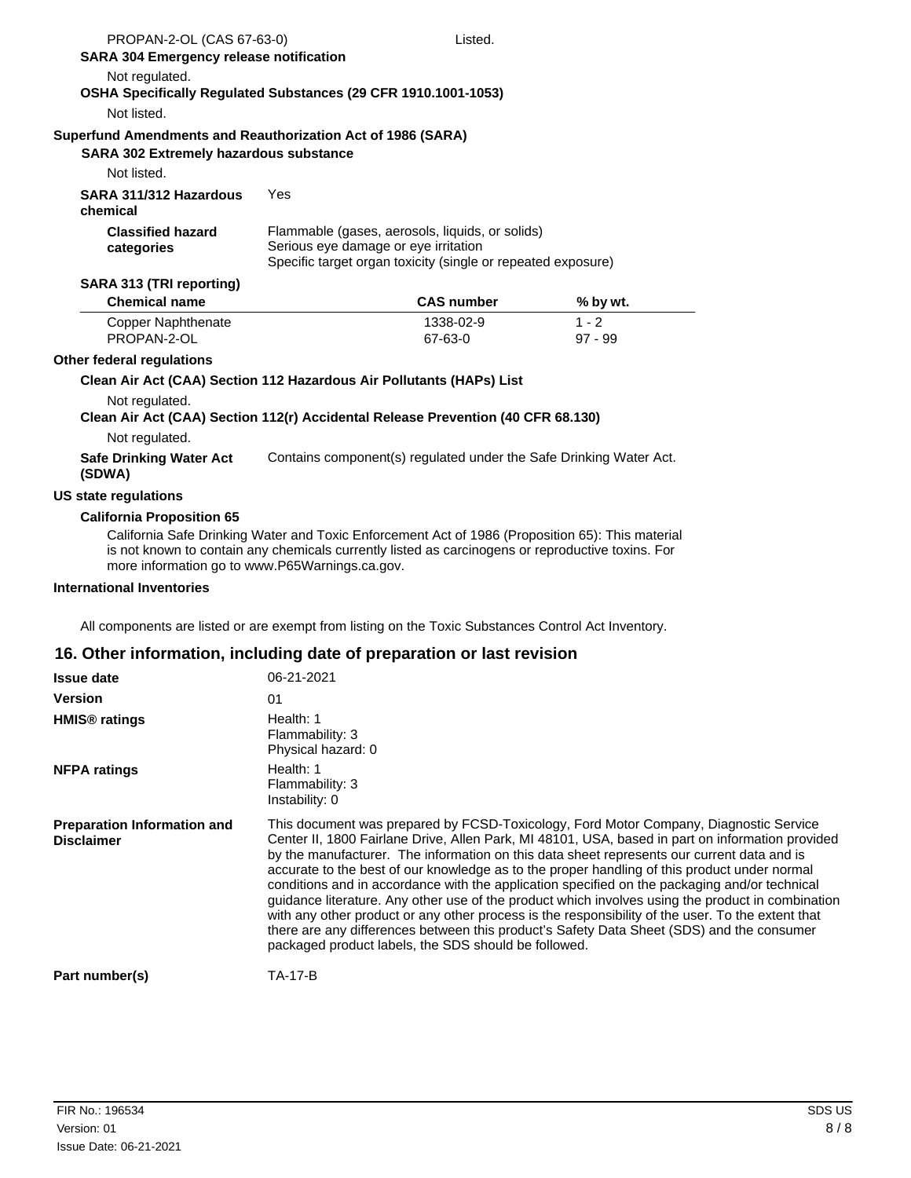PROPAN-2-OL (CAS 67-63-0) Listed.

**SARA 304 Emergency release notification**

Not regulated.

**OSHA Specifically Regulated Substances (29 CFR 1910.1001-1053)**

Not listed.

**Superfund Amendments and Reauthorization Act of 1986 (SARA)**

**SARA 302 Extremely hazardous substance**

Not listed.

**SARA 311/312 Hazardous chemical** Yes

**Classified hazard categories**
Flammable (gases, aerosols, liquids, or solids)
Serious eye damage or eye irritation
Specific target organ toxicity (single or repeated exposure)

**SARA 313 (TRI reporting)**

| Chemical name | CAS number | % by wt. |
|---|---|---|
| Copper Naphthenate | 1338-02-9 | 1 - 2 |
| PROPAN-2-OL | 67-63-0 | 97 - 99 |

**Other federal regulations**

**Clean Air Act (CAA) Section 112 Hazardous Air Pollutants (HAPs) List**

Not regulated.

**Clean Air Act (CAA) Section 112(r) Accidental Release Prevention (40 CFR 68.130)**

Not regulated.

**Safe Drinking Water Act (SDWA)** Contains component(s) regulated under the Safe Drinking Water Act.

**US state regulations**

**California Proposition 65**

California Safe Drinking Water and Toxic Enforcement Act of 1986 (Proposition 65): This material is not known to contain any chemicals currently listed as carcinogens or reproductive toxins. For more information go to www.P65Warnings.ca.gov.

**International Inventories**

All components are listed or are exempt from listing on the Toxic Substances Control Act Inventory.

## 16. Other information, including date of preparation or last revision

**Issue date** 06-21-2021

**Version** 01

**HMIS® ratings**
Health: 1
Flammability: 3
Physical hazard: 0

**NFPA ratings**
Health: 1
Flammability: 3
Instability: 0

**Preparation Information and Disclaimer**
This document was prepared by FCSD-Toxicology, Ford Motor Company, Diagnostic Service Center II, 1800 Fairlane Drive, Allen Park, MI 48101, USA, based in part on information provided by the manufacturer. The information on this data sheet represents our current data and is accurate to the best of our knowledge as to the proper handling of this product under normal conditions and in accordance with the application specified on the packaging and/or technical guidance literature. Any other use of the product which involves using the product in combination with any other product or any other process is the responsibility of the user. To the extent that there are any differences between this product's Safety Data Sheet (SDS) and the consumer packaged product labels, the SDS should be followed.

**Part number(s)** TA-17-B